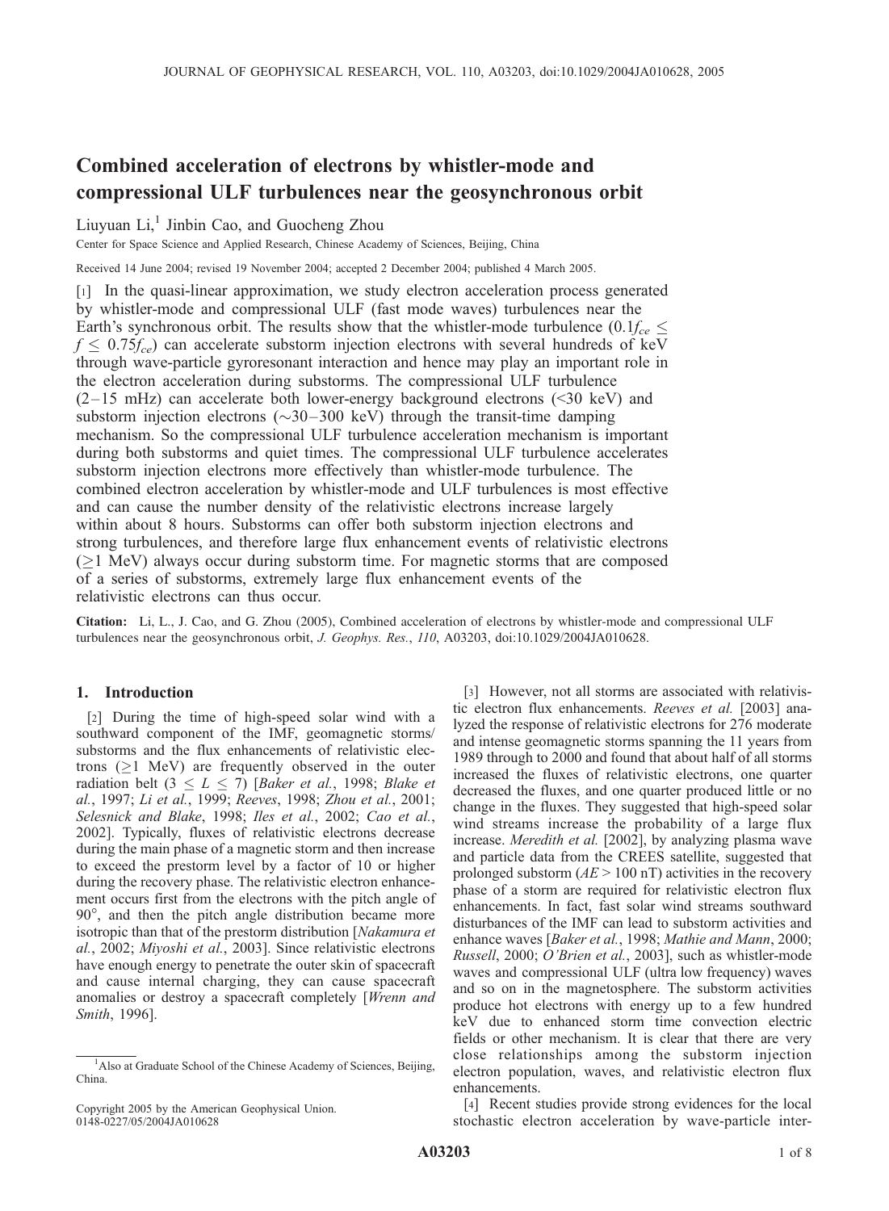# Combined acceleration of electrons by whistler-mode and compressional ULF turbulences near the geosynchronous orbit

Liuyuan Li,[1] Jinbin Cao, and Guocheng Zhou

Center for Space Science and Applied Research, Chinese Academy of Sciences, Beijing, China

Received 14 June 2004; revised 19 November 2004; accepted 2 December 2004; published 4 March 2005.

[1] In the quasi-linear approximation, we study electron acceleration process generated by whistler-mode and compressional ULF (fast mode waves) turbulences near the Earth's synchronous orbit. The results show that the whistler-mode turbulence ($0.1f_{ce} \leq f \leq 0.75f_{ce}$) can accelerate substorm injection electrons with several hundreds of keV through wave-particle gyroresonant interaction and hence may play an important role in the electron acceleration during substorms. The compressional ULF turbulence (2–15 mHz) can accelerate both lower-energy background electrons (<30 keV) and substorm injection electrons (~30–300 keV) through the transit-time damping mechanism. So the compressional ULF turbulence acceleration mechanism is important during both substorms and quiet times. The compressional ULF turbulence accelerates substorm injection electrons more effectively than whistler-mode turbulence. The combined electron acceleration by whistler-mode and ULF turbulences is most effective and can cause the number density of the relativistic electrons increase largely within about 8 hours. Substorms can offer both substorm injection electrons and strong turbulences, and therefore large flux enhancement events of relativistic electrons (≥1 MeV) always occur during substorm time. For magnetic storms that are composed of a series of substorms, extremely large flux enhancement events of the relativistic electrons can thus occur.

**Citation:** Li, L., J. Cao, and G. Zhou (2005), Combined acceleration of electrons by whistler-mode and compressional ULF turbulences near the geosynchronous orbit, *J. Geophys. Res.*, *110*, A03203, doi:10.1029/2004JA010628.

## 1. Introduction

[2] During the time of high-speed solar wind with a southward component of the IMF, geomagnetic storms/substorms and the flux enhancements of relativistic electrons (≥1 MeV) are frequently observed in the outer radiation belt ($3 \leq L \leq 7$) [*Baker et al.*, 1998; *Blake et al.*, 1997; *Li et al.*, 1999; *Reeves*, 1998; *Zhou et al.*, 2001; *Selesnick and Blake*, 1998; *Iles et al.*, 2002; *Cao et al.*, 2002]. Typically, fluxes of relativistic electrons decrease during the main phase of a magnetic storm and then increase to exceed the prestorm level by a factor of 10 or higher during the recovery phase. The relativistic electron enhancement occurs first from the electrons with the pitch angle of 90°, and then the pitch angle distribution became more isotropic than that of the prestorm distribution [*Nakamura et al.*, 2002; *Miyoshi et al.*, 2003]. Since relativistic electrons have enough energy to penetrate the outer skin of spacecraft and cause internal charging, they can cause spacecraft anomalies or destroy a spacecraft completely [*Wrenn and Smith*, 1996].

[3] However, not all storms are associated with relativistic electron flux enhancements. *Reeves et al.* [2003] analyzed the response of relativistic electrons for 276 moderate and intense geomagnetic storms spanning the 11 years from 1989 through to 2000 and found that about half of all storms increased the fluxes of relativistic electrons, one quarter decreased the fluxes, and one quarter produced little or no change in the fluxes. They suggested that high-speed solar wind streams increase the probability of a large flux increase. *Meredith et al.* [2002], by analyzing plasma wave and particle data from the CREES satellite, suggested that prolonged substorm ($AE$ > 100 nT) activities in the recovery phase of a storm are required for relativistic electron flux enhancements. In fact, fast solar wind streams southward disturbances of the IMF can lead to substorm activities and enhance waves [*Baker et al.*, 1998; *Mathie and Mann*, 2000; *Russell*, 2000; *O'Brien et al.*, 2003], such as whistler-mode waves and compressional ULF (ultra low frequency) waves and so on in the magnetosphere. The substorm activities produce hot electrons with energy up to a few hundred keV due to enhanced storm time convection electric fields or other mechanism. It is clear that there are very close relationships among the substorm injection electron population, waves, and relativistic electron flux enhancements.

[4] Recent studies provide strong evidences for the local stochastic electron acceleration by wave-particle inter-

[1] Also at Graduate School of the Chinese Academy of Sciences, Beijing, China.

Copyright 2005 by the American Geophysical Union.
0148-0227/05/2004JA010628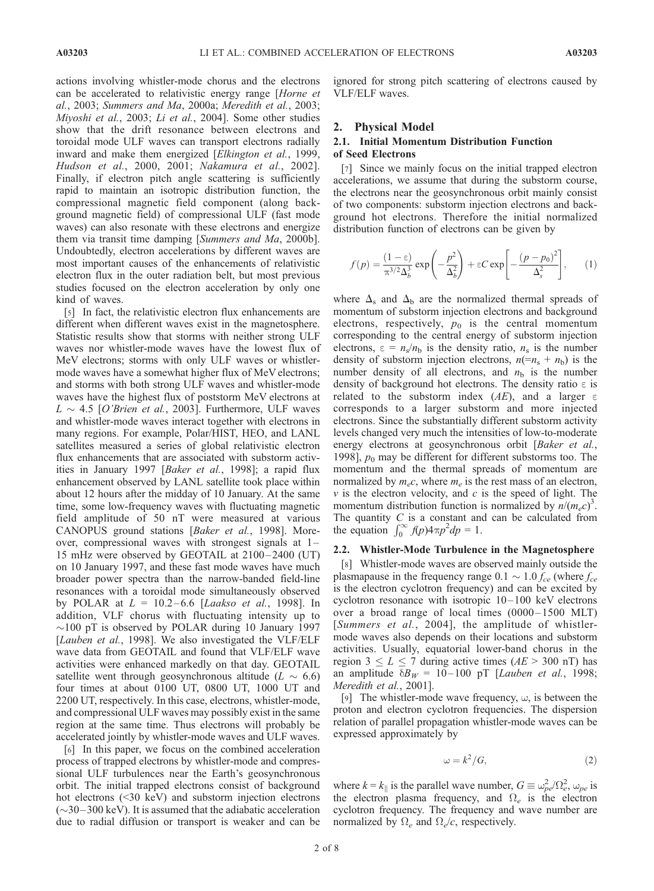actions involving whistler-mode chorus and the electrons can be accelerated to relativistic energy range [*Horne et al.*, 2003; *Summers and Ma*, 2000a; *Meredith et al.*, 2003; *Miyoshi et al.*, 2003; *Li et al.*, 2004]. Some other studies show that the drift resonance between electrons and toroidal mode ULF waves can transport electrons radially inward and make them energized [*Elkington et al.*, 1999, *Hudson et al.*, 2000, 2001; *Nakamura et al.*, 2002]. Finally, if electron pitch angle scattering is sufficiently rapid to maintain an isotropic distribution function, the compressional magnetic field component (along background magnetic field) of compressional ULF (fast mode waves) can also resonate with these electrons and energize them via transit time damping [*Summers and Ma*, 2000b]. Undoubtedly, electron accelerations by different waves are most important causes of the enhancements of relativistic electron flux in the outer radiation belt, but most previous studies focused on the electron acceleration by only one kind of waves.

[5] In fact, the relativistic electron flux enhancements are different when different waves exist in the magnetosphere. Statistic results show that storms with neither strong ULF waves nor whistler-mode waves have the lowest flux of MeV electrons; storms with only ULF waves or whistler-mode waves have a somewhat higher flux of MeV electrons; and storms with both strong ULF waves and whistler-mode waves have the highest flux of poststorm MeV electrons at $L \sim 4.5$ [*O'Brien et al.*, 2003]. Furthermore, ULF waves and whistler-mode waves interact together with electrons in many regions. For example, Polar/HIST, HEO, and LANL satellites measured a series of global relativistic electron flux enhancements that are associated with substorm activities in January 1997 [*Baker et al.*, 1998]; a rapid flux enhancement observed by LANL satellite took place within about 12 hours after the midday of 10 January. At the same time, some low-frequency waves with fluctuating magnetic field amplitude of 50 nT were measured at various CANOPUS ground stations [*Baker et al.*, 1998]. Moreover, compressional waves with strongest signals at 1–15 mHz were observed by GEOTAIL at 2100–2400 (UT) on 10 January 1997, and these fast mode waves have much broader power spectra than the narrow-banded field-line resonances with a toroidal mode simultaneously observed by POLAR at $L$ = 10.2–6.6 [*Laakso et al.*, 1998]. In addition, VLF chorus with fluctuating intensity up to ~100 pT is observed by POLAR during 10 January 1997 [*Lauben et al.*, 1998]. We also investigated the VLF/ELF wave data from GEOTAIL and found that VLF/ELF wave activities were enhanced markedly on that day. GEOTAIL satellite went through geosynchronous altitude ($L \sim 6.6$) four times at about 0100 UT, 0800 UT, 1000 UT and 2200 UT, respectively. In this case, electrons, whistler-mode, and compressional ULF waves may possibly exist in the same region at the same time. Thus electrons will probably be accelerated jointly by whistler-mode waves and ULF waves.

[6] In this paper, we focus on the combined acceleration process of trapped electrons by whistler-mode and compressional ULF turbulences near the Earth's geosynchronous orbit. The initial trapped electrons consist of background hot electrons (<30 keV) and substorm injection electrons (~30–300 keV). It is assumed that the adiabatic acceleration due to radial diffusion or transport is weaker and can be ignored for strong pitch scattering of electrons caused by VLF/ELF waves.

## 2. Physical Model

### 2.1. Initial Momentum Distribution Function of Seed Electrons

[7] Since we mainly focus on the initial trapped electron accelerations, we assume that during the substorm course, the electrons near the geosynchronous orbit mainly consist of two components: substorm injection electrons and background hot electrons. Therefore the initial normalized distribution function of electrons can be given by

$$f(p) = \frac{(1-\varepsilon)}{\pi^{3/2}\Delta_b^3}\exp\left(-\frac{p^2}{\Delta_b^2}\right) + \varepsilon C \exp\left[-\frac{(p-p_0)^2}{\Delta_s^2}\right], \quad (1)$$

where $\Delta_s$ and $\Delta_b$ are the normalized thermal spreads of momentum of substorm injection electrons and background electrons, respectively, $p_0$ is the central momentum corresponding to the central energy of substorm injection electrons, $\varepsilon = n_s/n_b$ is the density ratio, $n_s$ is the number density of substorm injection electrons, $n(=n_s + n_b)$ is the number density of all electrons, and $n_b$ is the number density of background hot electrons. The density ratio $\varepsilon$ is related to the substorm index ($AE$), and a larger $\varepsilon$ corresponds to a larger substorm and more injected electrons. Since the substantially different substorm activity levels changed very much the intensities of low-to-moderate energy electrons at geosynchronous orbit [*Baker et al.*, 1998], $p_0$ may be different for different substorms too. The momentum and the thermal spreads of momentum are normalized by $m_e c$, where $m_e$ is the rest mass of an electron, $v$ is the electron velocity, and $c$ is the speed of light. The momentum distribution function is normalized by $n/(m_e c)^3$. The quantity $C$ is a constant and can be calculated from the equation $\int_0^\infty f(p) 4\pi p^2 dp = 1$.

### 2.2. Whistler-Mode Turbulence in the Magnetosphere

[8] Whistler-mode waves are observed mainly outside the plasmapause in the frequency range $0.1 \sim 1.0\, f_{ce}$ (where $f_{ce}$ is the electron cyclotron frequency) and can be excited by cyclotron resonance with isotropic 10–100 keV electrons over a broad range of local times (0000–1500 MLT) [*Summers et al.*, 2004], the amplitude of whistler-mode waves also depends on their locations and substorm activities. Usually, equatorial lower-band chorus in the region $3 \leq L \leq 7$ during active times ($AE$ > 300 nT) has an amplitude $\delta B_W$ = 10–100 pT [*Lauben et al.*, 1998; *Meredith et al.*, 2001].

[9] The whistler-mode wave frequency, $\omega$, is between the proton and electron cyclotron frequencies. The dispersion relation of parallel propagation whistler-mode waves can be expressed approximately by

$$\omega = k^2/G, \quad (2)$$

where $k = k_{\|}$ is the parallel wave number, $G \equiv \omega_{pe}^2/\Omega_e^2$, $\omega_{pe}$ is the electron plasma frequency, and $\Omega_e$ is the electron cyclotron frequency. The frequency and wave number are normalized by $\Omega_e$ and $\Omega_e/c$, respectively.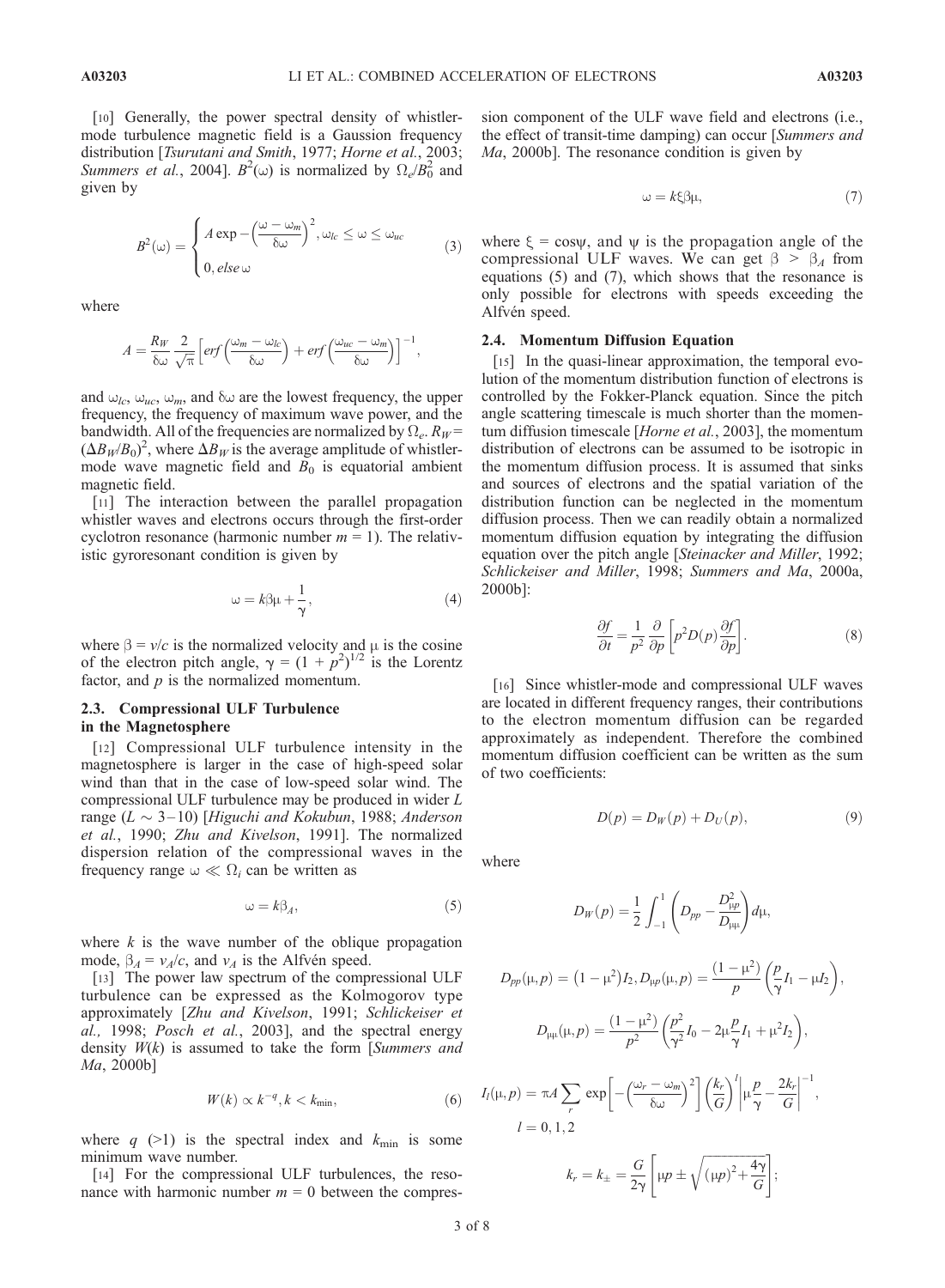[10] Generally, the power spectral density of whistler-mode turbulence magnetic field is a Gaussion frequency distribution [*Tsurutani and Smith*, 1977; *Horne et al.*, 2003; *Summers et al.*, 2004]. $B^2(\omega)$ is normalized by $\Omega_e/B_0^2$ and given by

$$B^2(\omega) = \begin{cases} A \exp -\left(\dfrac{\omega - \omega_m}{\delta\omega}\right)^2, \omega_{lc} \leq \omega \leq \omega_{uc} \\ 0, else\, \omega \end{cases} \tag{3}$$

where

$$A = \frac{R_W}{\delta\omega} \frac{2}{\sqrt{\pi}} \left[ erf\left(\frac{\omega_m - \omega_{lc}}{\delta\omega}\right) + erf\left(\frac{\omega_{uc} - \omega_m}{\delta\omega}\right) \right]^{-1},$$

and $\omega_{lc}$, $\omega_{uc}$, $\omega_m$, and $\delta\omega$ are the lowest frequency, the upper frequency, the frequency of maximum wave power, and the bandwidth. All of the frequencies are normalized by $\Omega_e$. $R_W = (\Delta B_W/B_0)^2$, where $\Delta B_W$ is the average amplitude of whistler-mode wave magnetic field and $B_0$ is equatorial ambient magnetic field.

[11] The interaction between the parallel propagation whistler waves and electrons occurs through the first-order cyclotron resonance (harmonic number $m = 1$). The relativistic gyroresonant condition is given by

$$\omega = k\beta\mu + \frac{1}{\gamma}, \tag{4}$$

where $\beta = v/c$ is the normalized velocity and $\mu$ is the cosine of the electron pitch angle, $\gamma = (1 + p^2)^{1/2}$ is the Lorentz factor, and $p$ is the normalized momentum.

### 2.3. Compressional ULF Turbulence in the Magnetosphere

[12] Compressional ULF turbulence intensity in the magnetosphere is larger in the case of high-speed solar wind than that in the case of low-speed solar wind. The compressional ULF turbulence may be produced in wider $L$ range ($L \sim 3$–$10$) [*Higuchi and Kokubun*, 1988; *Anderson et al.*, 1990; *Zhu and Kivelson*, 1991]. The normalized dispersion relation of the compressional waves in the frequency range $\omega \ll \Omega_i$ can be written as

$$\omega = k\beta_A, \tag{5}$$

where $k$ is the wave number of the oblique propagation mode, $\beta_A = v_A/c$, and $v_A$ is the Alfvén speed.

[13] The power law spectrum of the compressional ULF turbulence can be expressed as the Kolmogorov type approximately [*Zhu and Kivelson*, 1991; *Schlickeiser et al.*, 1998; *Posch et al.*, 2003], and the spectral energy density $W(k)$ is assumed to take the form [*Summers and Ma*, 2000b]

$$W(k) \propto k^{-q}, k < k_{\min}, \tag{6}$$

where $q$ (>1) is the spectral index and $k_{\min}$ is some minimum wave number.

[14] For the compressional ULF turbulences, the resonance with harmonic number $m = 0$ between the compression component of the ULF wave field and electrons (i.e., the effect of transit-time damping) can occur [*Summers and Ma*, 2000b]. The resonance condition is given by

$$\omega = k\xi\beta\mu, \tag{7}$$

where $\xi = \cos\psi$, and $\psi$ is the propagation angle of the compressional ULF waves. We can get $\beta > \beta_A$ from equations (5) and (7), which shows that the resonance is only possible for electrons with speeds exceeding the Alfvén speed.

### 2.4. Momentum Diffusion Equation

[15] In the quasi-linear approximation, the temporal evolution of the momentum distribution function of electrons is controlled by the Fokker-Planck equation. Since the pitch angle scattering timescale is much shorter than the momentum diffusion timescale [*Horne et al.*, 2003], the momentum distribution of electrons can be assumed to be isotropic in the momentum diffusion process. It is assumed that sinks and sources of electrons and the spatial variation of the distribution function can be neglected in the momentum diffusion process. Then we can readily obtain a normalized momentum diffusion equation by integrating the diffusion equation over the pitch angle [*Steinacker and Miller*, 1992; *Schlickeiser and Miller*, 1998; *Summers and Ma*, 2000a, 2000b]:

$$\frac{\partial f}{\partial t} = \frac{1}{p^2} \frac{\partial}{\partial p} \left[ p^2 D(p) \frac{\partial f}{\partial p} \right]. \tag{8}$$

[16] Since whistler-mode and compressional ULF waves are located in different frequency ranges, their contributions to the electron momentum diffusion can be regarded approximately as independent. Therefore the combined momentum diffusion coefficient can be written as the sum of two coefficients:

$$D(p) = D_W(p) + D_U(p), \tag{9}$$

where

$$D_W(p) = \frac{1}{2} \int_{-1}^{1} \left( D_{pp} - \frac{D_{\mu p}^2}{D_{\mu\mu}} \right) d\mu,$$

$$D_{pp}(\mu, p) = \left(1 - \mu^2\right) I_2, D_{\mu p}(\mu, p) = \frac{\left(1 - \mu^2\right)}{p} \left( \frac{p}{\gamma} I_1 - \mu I_2 \right),$$

$$D_{\mu\mu}(\mu, p) = \frac{\left(1 - \mu^2\right)}{p^2} \left( \frac{p^2}{\gamma^2} I_0 - 2\mu \frac{p}{\gamma} I_1 + \mu^2 I_2 \right),$$

$$I_l(\mu, p) = \pi A \sum_r \exp\left[ -\left( \frac{\omega_r - \omega_m}{\delta\omega} \right)^2 \right] \left( \frac{k_r}{G} \right)^l \left| \mu \frac{p}{\gamma} - \frac{2k_r}{G} \right|^{-1},$$

$$l = 0, 1, 2$$

$$k_r = k_{\pm} = \frac{G}{2\gamma} \left[ \mu p \pm \sqrt{(\mu p)^2 + \frac{4\gamma}{G}} \right];$$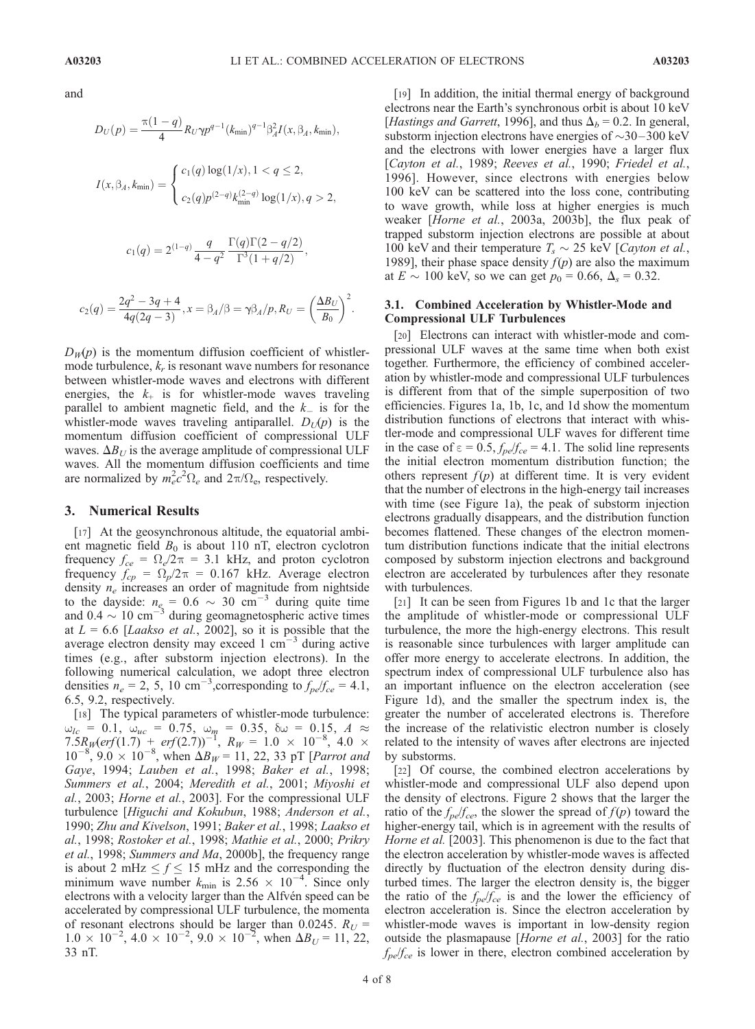and

$$D_U(p) = \frac{\pi(1-q)}{4} R_U \gamma p^{q-1} (k_{\min})^{q-1} \beta_A^2 I(x, \beta_A, k_{\min}),$$

$$I(x, \beta_A, k_{\min}) = \begin{cases} c_1(q) \log(1/x), 1 < q \leq 2, \\ c_2(q) p^{(2-q)} k_{\min}^{(2-q)} \log(1/x), q > 2, \end{cases}$$

$$c_1(q) = 2^{(1-q)} \frac{q}{4-q^2} \frac{\Gamma(q)\Gamma(2-q/2)}{\Gamma^3(1+q/2)},$$

$$c_2(q) = \frac{2q^2 - 3q + 4}{4q(2q-3)}, x = \beta_A/\beta = \gamma\beta_A/p, R_U = \left(\frac{\Delta B_U}{B_0}\right)^2.$$

$D_W(p)$ is the momentum diffusion coefficient of whistler-mode turbulence, $k_r$ is resonant wave numbers for resonance between whistler-mode waves and electrons with different energies, the $k_+$ is for whistler-mode waves traveling parallel to ambient magnetic field, and the $k_-$ is for the whistler-mode waves traveling antiparallel. $D_U(p)$ is the momentum diffusion coefficient of compressional ULF waves. $\Delta B_U$ is the average amplitude of compressional ULF waves. All the momentum diffusion coefficients and time are normalized by $m_e^2 c^2 \Omega_e$ and $2\pi/\Omega_e$, respectively.

## 3. Numerical Results

[17] At the geosynchronous altitude, the equatorial ambient magnetic field $B_0$ is about 110 nT, electron cyclotron frequency $f_{ce} = \Omega_e/2\pi = 3.1$ kHz, and proton cyclotron frequency $f_{cp} = \Omega_p/2\pi = 0.167$ kHz. Average electron density $n_e$ increases an order of magnitude from nightside to the dayside: $n_e = 0.6 \sim 30$ cm$^{-3}$ during quite time and $0.4 \sim 10$ cm$^{-3}$ during geomagnetospheric active times at $L = 6.6$ [*Laakso et al.*, 2002], so it is possible that the average electron density may exceed 1 cm$^{-3}$ during active times (e.g., after substorm injection electrons). In the following numerical calculation, we adopt three electron densities $n_e = 2, 5, 10$ cm$^{-3}$,corresponding to $f_{pe}/f_{ce} = 4.1$, 6.5, 9.2, respectively.

[18] The typical parameters of whistler-mode turbulence: $\omega_{lc} = 0.1$, $\omega_{uc} = 0.75$, $\omega_m = 0.35$, $\delta\omega = 0.15$, $A \approx 7.5 R_W (erf(1.7) + erf(2.7))^{-1}$, $R_W = 1.0 \times 10^{-8}$, $4.0 \times 10^{-8}$, $9.0 \times 10^{-8}$, when $\Delta B_W = 11, 22, 33$ pT [*Parrot and Gaye*, 1994; *Lauben et al.*, 1998; *Baker et al.*, 1998; *Summers et al.*, 2004; *Meredith et al.*, 2001; *Miyoshi et al.*, 2003; *Horne et al.*, 2003]. For the compressional ULF turbulence [*Higuchi and Kokubun*, 1988; *Anderson et al.*, 1990; *Zhu and Kivelson*, 1991; *Baker et al.*, 1998; *Laakso et al.*, 1998; *Rostoker et al.*, 1998; *Mathie et al.*, 2000; *Prikry et al.*, 1998; *Summers and Ma*, 2000b], the frequency range is about 2 mHz $\leq f \leq$ 15 mHz and the corresponding the minimum wave number $k_{\min}$ is $2.56 \times 10^{-4}$. Since only electrons with a velocity larger than the Alfvén speed can be accelerated by compressional ULF turbulence, the momenta of resonant electrons should be larger than 0.0245. $R_U = 1.0 \times 10^{-2}$, $4.0 \times 10^{-2}$, $9.0 \times 10^{-2}$, when $\Delta B_U = 11, 22, 33$ nT.

[19] In addition, the initial thermal energy of background electrons near the Earth's synchronous orbit is about 10 keV [*Hastings and Garrett*, 1996], and thus $\Delta_b = 0.2$. In general, substorm injection electrons have energies of ~30–300 keV and the electrons with lower energies have a larger flux [*Cayton et al.*, 1989; *Reeves et al.*, 1990; *Friedel et al.*, 1996]. However, since electrons with energies below 100 keV can be scattered into the loss cone, contributing to wave growth, while loss at higher energies is much weaker [*Horne et al.*, 2003a, 2003b], the flux peak of trapped substorm injection electrons are possible at about 100 keV and their temperature $T_s \sim 25$ keV [*Cayton et al.*, 1989], their phase space density $f(p)$ are also the maximum at $E \sim 100$ keV, so we can get $p_0 = 0.66$, $\Delta_s = 0.32$.

### 3.1. Combined Acceleration by Whistler-Mode and Compressional ULF Turbulences

[20] Electrons can interact with whistler-mode and compressional ULF waves at the same time when both exist together. Furthermore, the efficiency of combined acceleration by whistler-mode and compressional ULF turbulences is different from that of the simple superposition of two efficiencies. Figures 1a, 1b, 1c, and 1d show the momentum distribution functions of electrons that interact with whistler-mode and compressional ULF waves for different time in the case of $\varepsilon = 0.5$, $f_{pe}/f_{ce} = 4.1$. The solid line represents the initial electron momentum distribution function; the others represent $f(p)$ at different time. It is very evident that the number of electrons in the high-energy tail increases with time (see Figure 1a), the peak of substorm injection electrons gradually disappears, and the distribution function becomes flattened. These changes of the electron momentum distribution functions indicate that the initial electrons composed by substorm injection electrons and background electron are accelerated by turbulences after they resonate with turbulences.

[21] It can be seen from Figures 1b and 1c that the larger the amplitude of whistler-mode or compressional ULF turbulence, the more the high-energy electrons. This result is reasonable since turbulences with larger amplitude can offer more energy to accelerate electrons. In addition, the spectrum index of compressional ULF turbulence also has an important influence on the electron acceleration (see Figure 1d), and the smaller the spectrum index is, the greater the number of accelerated electrons is. Therefore the increase of the relativistic electron number is closely related to the intensity of waves after electrons are injected by substorms.

[22] Of course, the combined electron accelerations by whistler-mode and compressional ULF also depend upon the density of electrons. Figure 2 shows that the larger the ratio of the $f_{pe}/f_{ce}$, the slower the spread of $f(p)$ toward the higher-energy tail, which is in agreement with the results of *Horne et al.* [2003]. This phenomenon is due to the fact that the electron acceleration by whistler-mode waves is affected directly by fluctuation of the electron density during disturbed times. The larger the electron density is, the bigger the ratio of the $f_{pe}/f_{ce}$ is and the lower the efficiency of electron acceleration is. Since the electron acceleration by whistler-mode waves is important in low-density region outside the plasmapause [*Horne et al.*, 2003] for the ratio $f_{pe}/f_{ce}$ is lower in there, electron combined acceleration by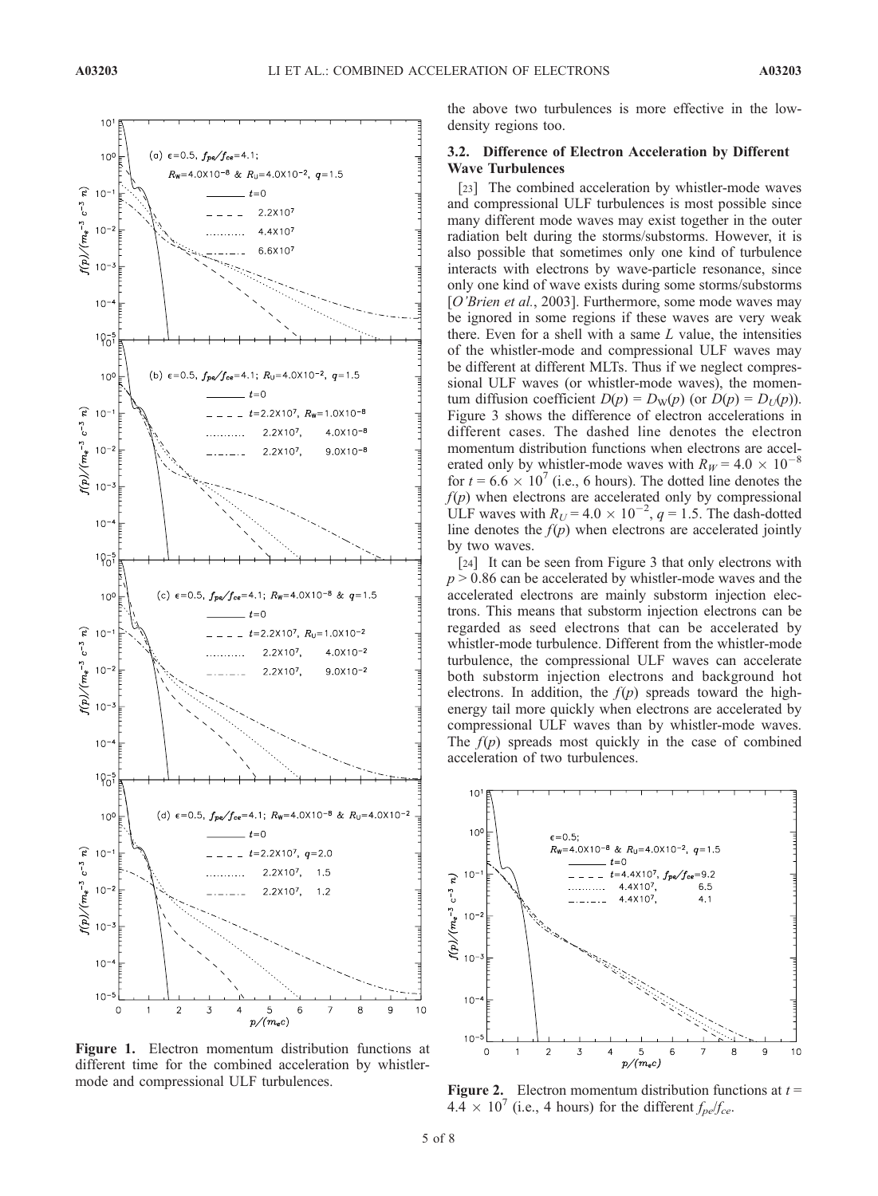the above two turbulences is more effective in the low-density regions too.

### 3.2. Difference of Electron Acceleration by Different Wave Turbulences

[23] The combined acceleration by whistler-mode waves and compressional ULF turbulences is most possible since many different mode waves may exist together in the outer radiation belt during the storms/substorms. However, it is also possible that sometimes only one kind of turbulence interacts with electrons by wave-particle resonance, since only one kind of wave exists during some storms/substorms [*O'Brien et al.*, 2003]. Furthermore, some mode waves may be ignored in some regions if these waves are very weak there. Even for a shell with a same $L$ value, the intensities of the whistler-mode and compressional ULF waves may be different at different MLTs. Thus if we neglect compressional ULF waves (or whistler-mode waves), the momentum diffusion coefficient $D(p) = D_W(p)$ (or $D(p) = D_U(p)$). Figure 3 shows the difference of electron accelerations in different cases. The dashed line denotes the electron momentum distribution functions when electrons are accelerated only by whistler-mode waves with $R_W = 4.0 \times 10^{-8}$ for $t = 6.6 \times 10^7$ (i.e., 6 hours). The dotted line denotes the $f(p)$ when electrons are accelerated only by compressional ULF waves with $R_U = 4.0 \times 10^{-2}$, $q = 1.5$. The dash-dotted line denotes the $f(p)$ when electrons are accelerated jointly by two waves.

[24] It can be seen from Figure 3 that only electrons with $p > 0.86$ can be accelerated by whistler-mode waves and the accelerated electrons are mainly substorm injection electrons. This means that substorm injection electrons can be regarded as seed electrons that can be accelerated by whistler-mode turbulence. Different from the whistler-mode turbulence, the compressional ULF waves can accelerate both substorm injection electrons and background hot electrons. In addition, the $f(p)$ spreads toward the high-energy tail more quickly when electrons are accelerated by compressional ULF waves than by whistler-mode waves. The $f(p)$ spreads most quickly in the case of combined acceleration of two turbulences.

**Figure 1.** Electron momentum distribution functions at different time for the combined acceleration by whistler-mode and compressional ULF turbulences.

**Figure 2.** Electron momentum distribution functions at $t = 4.4 \times 10^7$ (i.e., 4 hours) for the different $f_{pe}/f_{ce}$.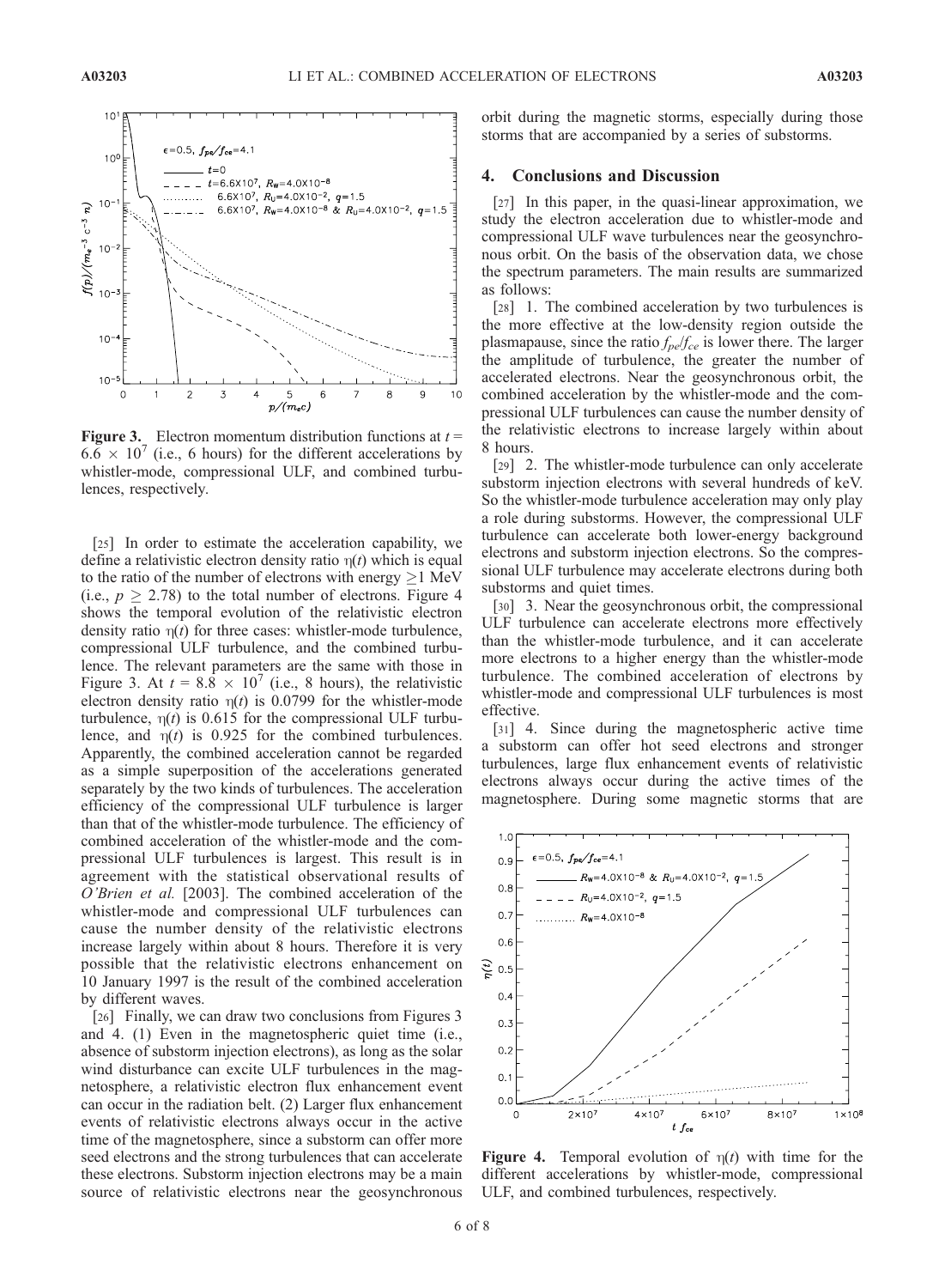**Figure 3.** Electron momentum distribution functions at $t = 6.6 \times 10^7$ (i.e., 6 hours) for the different accelerations by whistler-mode, compressional ULF, and combined turbulences, respectively.

[25] In order to estimate the acceleration capability, we define a relativistic electron density ratio $\eta(t)$ which is equal to the ratio of the number of electrons with energy $\geq$1 MeV (i.e., $p \geq 2.78$) to the total number of electrons. Figure 4 shows the temporal evolution of the relativistic electron density ratio $\eta(t)$ for three cases: whistler-mode turbulence, compressional ULF turbulence, and the combined turbulence. The relevant parameters are the same with those in Figure 3. At $t = 8.8 \times 10^7$ (i.e., 8 hours), the relativistic electron density ratio $\eta(t)$ is 0.0799 for the whistler-mode turbulence, $\eta(t)$ is 0.615 for the compressional ULF turbulence, and $\eta(t)$ is 0.925 for the combined turbulences. Apparently, the combined acceleration cannot be regarded as a simple superposition of the accelerations generated separately by the two kinds of turbulences. The acceleration efficiency of the compressional ULF turbulence is larger than that of the whistler-mode turbulence. The efficiency of combined acceleration of the whistler-mode and the compressional ULF turbulences is largest. This result is in agreement with the statistical observational results of *O'Brien et al.* [2003]. The combined acceleration of the whistler-mode and compressional ULF turbulences can cause the number density of the relativistic electrons increase largely within about 8 hours. Therefore it is very possible that the relativistic electrons enhancement on 10 January 1997 is the result of the combined acceleration by different waves.

[26] Finally, we can draw two conclusions from Figures 3 and 4. (1) Even in the magnetospheric quiet time (i.e., absence of substorm injection electrons), as long as the solar wind disturbance can excite ULF turbulences in the magnetosphere, a relativistic electron flux enhancement event can occur in the radiation belt. (2) Larger flux enhancement events of relativistic electrons always occur in the active time of the magnetosphere, since a substorm can offer more seed electrons and the strong turbulences that can accelerate these electrons. Substorm injection electrons may be a main source of relativistic electrons near the geosynchronous orbit during the magnetic storms, especially during those storms that are accompanied by a series of substorms.

## 4. Conclusions and Discussion

[27] In this paper, in the quasi-linear approximation, we study the electron acceleration due to whistler-mode and compressional ULF wave turbulences near the geosynchronous orbit. On the basis of the observation data, we chose the spectrum parameters. The main results are summarized as follows:

[28] 1. The combined acceleration by two turbulences is the more effective at the low-density region outside the plasmapause, since the ratio $f_{pe}/f_{ce}$ is lower there. The larger the amplitude of turbulence, the greater the number of accelerated electrons. Near the geosynchronous orbit, the combined acceleration by the whistler-mode and the compressional ULF turbulences can cause the number density of the relativistic electrons to increase largely within about 8 hours.

[29] 2. The whistler-mode turbulence can only accelerate substorm injection electrons with several hundreds of keV. So the whistler-mode turbulence acceleration may only play a role during substorms. However, the compressional ULF turbulence can accelerate both lower-energy background electrons and substorm injection electrons. So the compressional ULF turbulence may accelerate electrons during both substorms and quiet times.

[30] 3. Near the geosynchronous orbit, the compressional ULF turbulence can accelerate electrons more effectively than the whistler-mode turbulence, and it can accelerate more electrons to a higher energy than the whistler-mode turbulence. The combined acceleration of electrons by whistler-mode and compressional ULF turbulences is most effective.

[31] 4. Since during the magnetospheric active time a substorm can offer hot seed electrons and stronger turbulences, large flux enhancement events of relativistic electrons always occur during the active times of the magnetosphere. During some magnetic storms that are

**Figure 4.** Temporal evolution of $\eta(t)$ with time for the different accelerations by whistler-mode, compressional ULF, and combined turbulences, respectively.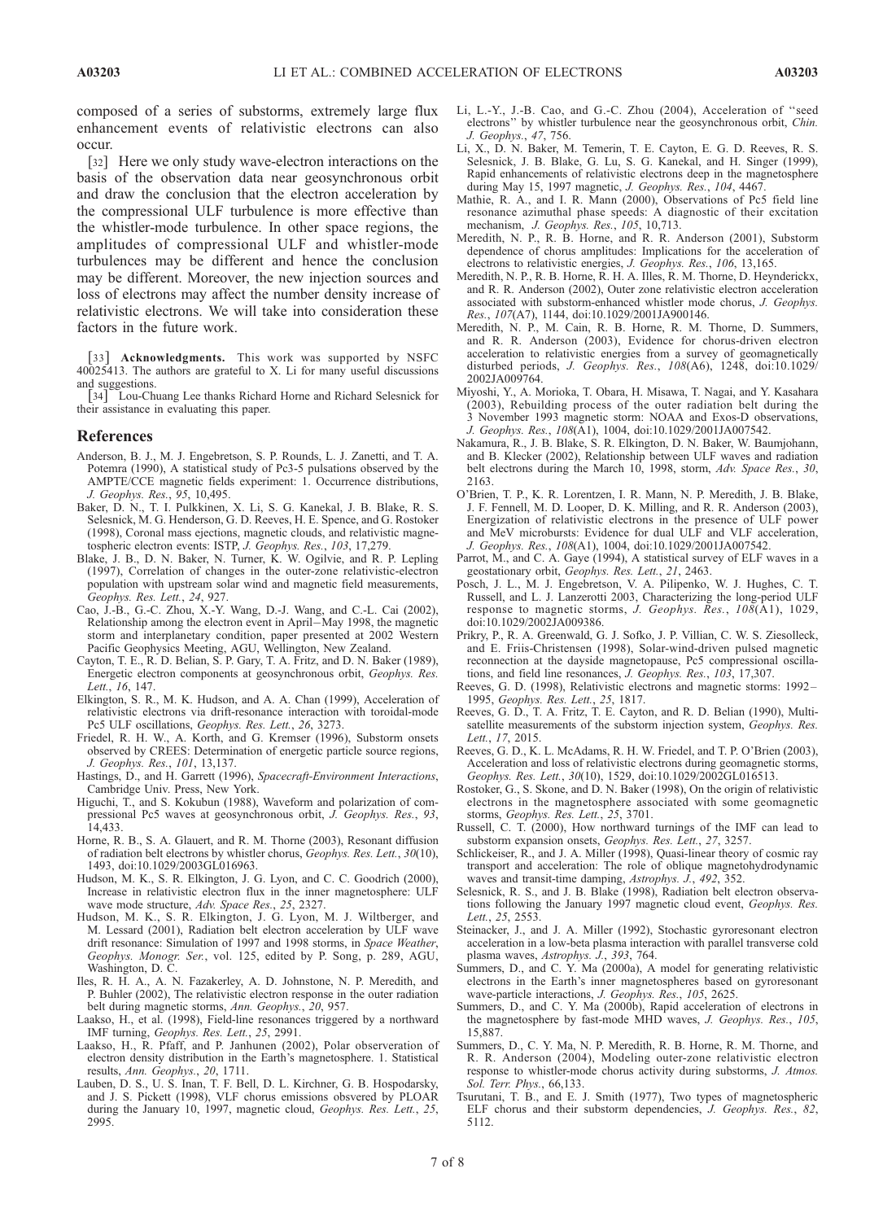composed of a series of substorms, extremely large flux enhancement events of relativistic electrons can also occur.

[32] Here we only study wave-electron interactions on the basis of the observation data near geosynchronous orbit and draw the conclusion that the electron acceleration by the compressional ULF turbulence is more effective than the whistler-mode turbulence. In other space regions, the amplitudes of compressional ULF and whistler-mode turbulences may be different and hence the conclusion may be different. Moreover, the new injection sources and loss of electrons may affect the number density increase of relativistic electrons. We will take into consideration these factors in the future work.

[33] **Acknowledgments.** This work was supported by NSFC 40025413. The authors are grateful to X. Li for many useful discussions and suggestions.

[34] Lou-Chuang Lee thanks Richard Horne and Richard Selesnick for their assistance in evaluating this paper.

## References

Anderson, B. J., M. J. Engebretson, S. P. Rounds, L. J. Zanetti, and T. A. Potemra (1990), A statistical study of Pc3-5 pulsations observed by the AMPTE/CCE magnetic fields experiment: 1. Occurrence distributions, *J. Geophys. Res.*, *95*, 10,495.

Baker, D. N., T. I. Pulkkinen, X. Li, S. G. Kanekal, J. B. Blake, R. S. Selesnick, M. G. Henderson, G. D. Reeves, H. E. Spence, and G. Rostoker (1998), Coronal mass ejections, magnetic clouds, and relativistic magnetospheric electron events: ISTP, *J. Geophys. Res.*, *103*, 17,279.

Blake, J. B., D. N. Baker, N. Turner, K. W. Ogilvie, and R. P. Lepling (1997), Correlation of changes in the outer-zone relativistic-electron population with upstream solar wind and magnetic field measurements, *Geophys. Res. Lett.*, *24*, 927.

Cao, J.-B., G.-C. Zhou, X.-Y. Wang, D.-J. Wang, and C.-L. Cai (2002), Relationship among the electron event in April–May 1998, the magnetic storm and interplanetary condition, paper presented at 2002 Western Pacific Geophysics Meeting, AGU, Wellington, New Zealand.

Cayton, T. E., R. D. Belian, S. P. Gary, T. A. Fritz, and D. N. Baker (1989), Energetic electron components at geosynchronous orbit, *Geophys. Res. Lett.*, *16*, 147.

Elkington, S. R., M. K. Hudson, and A. A. Chan (1999), Acceleration of relativistic electrons via drift-resonance interaction with toroidal-mode Pc5 ULF oscillations, *Geophys. Res. Lett.*, *26*, 3273.

Friedel, R. H. W., A. Korth, and G. Kremser (1996), Substorm onsets observed by CREES: Determination of energetic particle source regions, *J. Geophys. Res.*, *101*, 13,137.

Hastings, D., and H. Garrett (1996), *Spacecraft-Environment Interactions*, Cambridge Univ. Press, New York.

Higuchi, T., and S. Kokubun (1988), Waveform and polarization of compressional Pc5 waves at geosynchronous orbit, *J. Geophys. Res.*, *93*, 14,433.

Horne, R. B., S. A. Glauert, and R. M. Thorne (2003), Resonant diffusion of radiation belt electrons by whistler chorus, *Geophys. Res. Lett.*, *30*(10), 1493, doi:10.1029/2003GL016963.

Hudson, M. K., S. R. Elkington, J. G. Lyon, and C. C. Goodrich (2000), Increase in relativistic electron flux in the inner magnetosphere: ULF wave mode structure, *Adv. Space Res.*, *25*, 2327.

Hudson, M. K., S. R. Elkington, J. G. Lyon, M. J. Wiltberger, and M. Lessard (2001), Radiation belt electron acceleration by ULF wave drift resonance: Simulation of 1997 and 1998 storms, in *Space Weather*, *Geophys. Monogr. Ser.*, vol. 125, edited by P. Song, p. 289, AGU, Washington, D. C.

Iles, R. H. A., A. N. Fazakerley, A. D. Johnstone, N. P. Meredith, and P. Buhler (2002), The relativistic electron response in the outer radiation belt during magnetic storms, *Ann. Geophys.*, *20*, 957.

Laakso, H., et al. (1998), Field-line resonances triggered by a northward IMF turning, *Geophys. Res. Lett.*, *25*, 2991.

Laakso, H., R. Pfaff, and P. Janhunen (2002), Polar observeration of electron density distribution in the Earth's magnetosphere. 1. Statistical results, *Ann. Geophys.*, *20*, 1711.

Lauben, D. S., U. S. Inan, T. F. Bell, D. L. Kirchner, G. B. Hospodarsky, and J. S. Pickett (1998), VLF chorus emissions obsvered by PLOAR during the January 10, 1997, magnetic cloud, *Geophys. Res. Lett.*, *25*, 2995.

Li, L.-Y., J.-B. Cao, and G.-C. Zhou (2004), Acceleration of ''seed electrons'' by whistler turbulence near the geosynchronous orbit, *Chin. J. Geophys.*, *47*, 756.

Li, X., D. N. Baker, M. Temerin, T. E. Cayton, E. G. D. Reeves, R. S. Selesnick, J. B. Blake, G. Lu, S. G. Kanekal, and H. Singer (1999), Rapid enhancements of relativistic electrons deep in the magnetosphere during May 15, 1997 magnetic, *J. Geophys. Res.*, *104*, 4467.

Mathie, R. A., and I. R. Mann (2000), Observations of Pc5 field line resonance azimuthal phase speeds: A diagnostic of their excitation mechanism, *J. Geophys. Res.*, *105*, 10,713.

Meredith, N. P., R. B. Horne, and R. R. Anderson (2001), Substorm dependence of chorus amplitudes: Implications for the acceleration of electrons to relativistic energies, *J. Geophys. Res.*, *106*, 13,165.

Meredith, N. P., R. B. Horne, R. H. A. Illes, R. M. Thorne, D. Heynderickx, and R. R. Anderson (2002), Outer zone relativistic electron acceleration associated with substorm-enhanced whistler mode chorus, *J. Geophys. Res.*, *107*(A7), 1144, doi:10.1029/2001JA900146.

Meredith, N. P., M. Cain, R. B. Horne, R. M. Thorne, D. Summers, and R. R. Anderson (2003), Evidence for chorus-driven electron acceleration to relativistic energies from a survey of geomagnetically disturbed periods, *J. Geophys. Res.*, *108*(A6), 1248, doi:10.1029/2002JA009764.

Miyoshi, Y., A. Morioka, T. Obara, H. Misawa, T. Nagai, and Y. Kasahara (2003), Rebuilding process of the outer radiation belt during the 3 November 1993 magnetic storm: NOAA and Exos-D observations, *J. Geophys. Res.*, *108*(A1), 1004, doi:10.1029/2001JA007542.

Nakamura, R., J. B. Blake, S. R. Elkington, D. N. Baker, W. Baumjohann, and B. Klecker (2002), Relationship between ULF waves and radiation belt electrons during the March 10, 1998, storm, *Adv. Space Res.*, *30*, 2163.

O'Brien, T. P., K. R. Lorentzen, I. R. Mann, N. P. Meredith, J. B. Blake, J. F. Fennell, M. D. Looper, D. K. Milling, and R. R. Anderson (2003), Energization of relativistic electrons in the presence of ULF power and MeV microbursts: Evidence for dual ULF and VLF acceleration, *J. Geophys. Res.*, *108*(A1), 1004, doi:10.1029/2001JA007542.

Parrot, M., and C. A. Gaye (1994), A statistical survey of ELF waves in a geostationary orbit, *Geophys. Res. Lett.*, *21*, 2463.

Posch, J. L., M. J. Engebretson, V. A. Pilipenko, W. J. Hughes, C. T. Russell, and L. J. Lanzerotti 2003, Characterizing the long-period ULF response to magnetic storms, *J. Geophys. Res.*, *108*(A1), 1029, doi:10.1029/2002JA009386.

Prikry, P., R. A. Greenwald, G. J. Sofko, J. P. Villian, C. W. S. Ziesolleck, and E. Friis-Christensen (1998), Solar-wind-driven pulsed magnetic reconnection at the dayside magnetopause, Pc5 compressional oscillations, and field line resonances, *J. Geophys. Res.*, *103*, 17,307.

Reeves, G. D. (1998), Relativistic electrons and magnetic storms: 1992–1995, *Geophys. Res. Lett.*, *25*, 1817.

Reeves, G. D., T. A. Fritz, T. E. Cayton, and R. D. Belian (1990), Multi-satellite measurements of the substorm injection system, *Geophys. Res. Lett.*, *17*, 2015.

Reeves, G. D., K. L. McAdams, R. H. W. Friedel, and T. P. O'Brien (2003), Acceleration and loss of relativistic electrons during geomagnetic storms, *Geophys. Res. Lett.*, *30*(10), 1529, doi:10.1029/2002GL016513.

Rostoker, G., S. Skone, and D. N. Baker (1998), On the origin of relativistic electrons in the magnetosphere associated with some geomagnetic storms, *Geophys. Res. Lett.*, *25*, 3701.

Russell, C. T. (2000), How northward turnings of the IMF can lead to substorm expansion onsets, *Geophys. Res. Lett.*, *27*, 3257.

Schlickeiser, R., and J. A. Miller (1998), Quasi-linear theory of cosmic ray transport and acceleration: The role of oblique magnetohydrodynamic waves and transit-time damping, *Astrophys. J.*, *492*, 352.

Selesnick, R. S., and J. B. Blake (1998), Radiation belt electron observations following the January 1997 magnetic cloud event, *Geophys. Res. Lett.*, *25*, 2553.

Steinacker, J., and J. A. Miller (1992), Stochastic gyroresonant electron acceleration in a low-beta plasma interaction with parallel transverse cold plasma waves, *Astrophys. J.*, *393*, 764.

Summers, D., and C. Y. Ma (2000a), A model for generating relativistic electrons in the Earth's inner magnetospheres based on gyroresonant wave-particle interactions, *J. Geophys. Res.*, *105*, 2625.

Summers, D., and C. Y. Ma (2000b), Rapid acceleration of electrons in the magnetosphere by fast-mode MHD waves, *J. Geophys. Res.*, *105*, 15,887.

Summers, D., C. Y. Ma, N. P. Meredith, R. B. Horne, R. M. Thorne, and R. R. Anderson (2004), Modeling outer-zone relativistic electron response to whistler-mode chorus activity during substorms, *J. Atmos. Sol. Terr. Phys.*, 66,133.

Tsurutani, T. B., and E. J. Smith (1977), Two types of magnetospheric ELF chorus and their substorm dependencies, *J. Geophys. Res.*, *82*, 5112.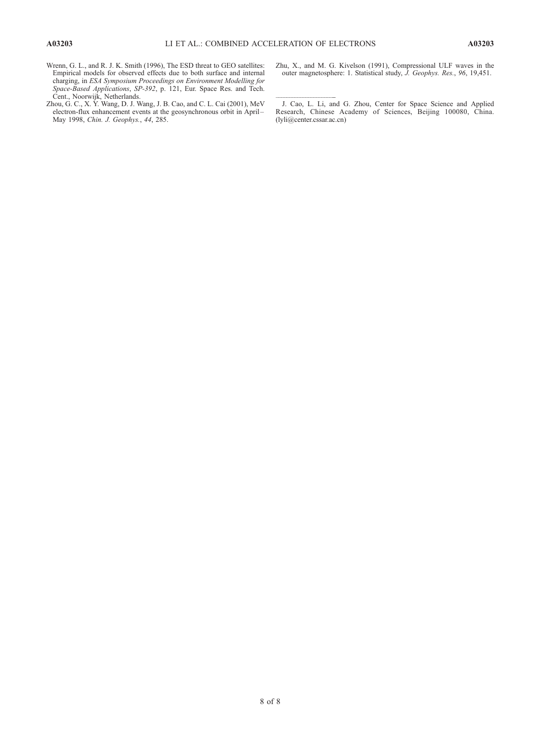Wrenn, G. L., and R. J. K. Smith (1996), The ESD threat to GEO satellites: Empirical models for observed effects due to both surface and internal charging, in *ESA Symposium Proceedings on Environment Modelling for Space-Based Applications*, *SP-392*, p. 121, Eur. Space Res. and Tech. Cent., Noorwijk, Netherlands.

Zhou, G. C., X. Y. Wang, D. J. Wang, J. B. Cao, and C. L. Cai (2001), MeV electron-flux enhancement events at the geosynchronous orbit in April–May 1998, *Chin. J. Geophys.*, *44*, 285.

Zhu, X., and M. G. Kivelson (1991), Compressional ULF waves in the outer magnetosphere: 1. Statistical study, *J. Geophys. Res.*, *96*, 19,451.

---

J. Cao, L. Li, and G. Zhou, Center for Space Science and Applied Research, Chinese Academy of Sciences, Beijing 100080, China. (lyli@center.cssar.ac.cn)